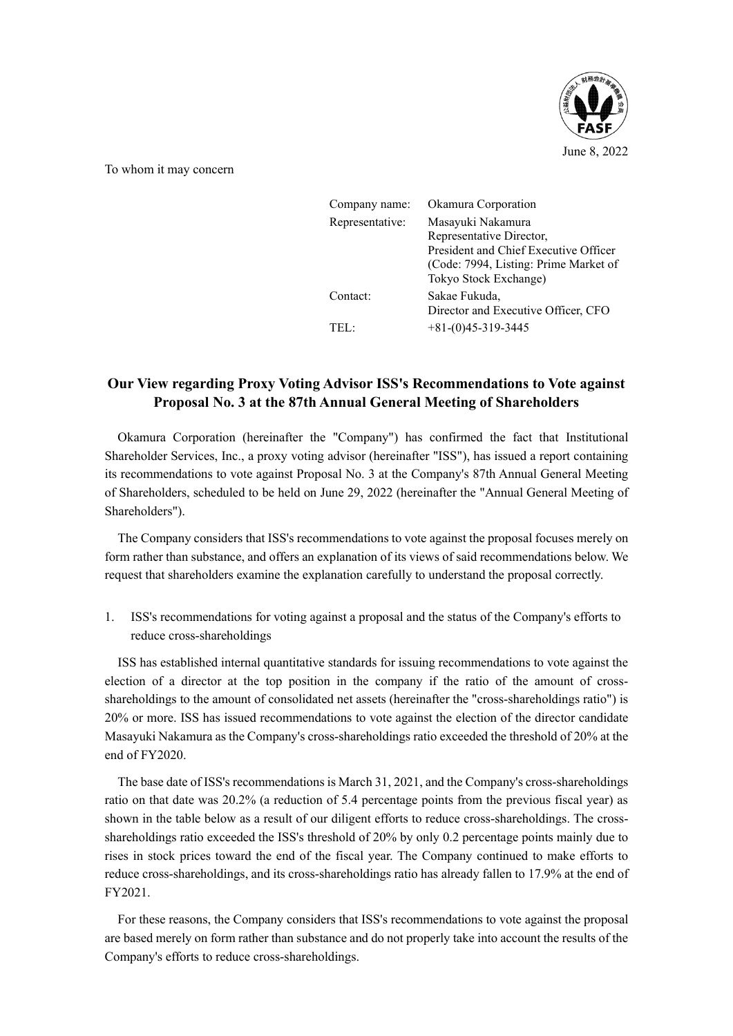June 8, 2022

To whom it may concern

Company name: Okamura Corporation
Representative: Masayuki Nakamura
Representative Director,
President and Chief Executive Officer
(Code: 7994, Listing: Prime Market of Tokyo Stock Exchange)
Contact: Sakae Fukuda,
Director and Executive Officer, CFO
TEL: +81-(0)45-319-3445

## Our View regarding Proxy Voting Advisor ISS's Recommendations to Vote against Proposal No. 3 at the 87th Annual General Meeting of Shareholders

Okamura Corporation (hereinafter the "Company") has confirmed the fact that Institutional Shareholder Services, Inc., a proxy voting advisor (hereinafter "ISS"), has issued a report containing its recommendations to vote against Proposal No. 3 at the Company's 87th Annual General Meeting of Shareholders, scheduled to be held on June 29, 2022 (hereinafter the "Annual General Meeting of Shareholders").

The Company considers that ISS's recommendations to vote against the proposal focuses merely on form rather than substance, and offers an explanation of its views of said recommendations below. We request that shareholders examine the explanation carefully to understand the proposal correctly.

1. ISS's recommendations for voting against a proposal and the status of the Company's efforts to reduce cross-shareholdings

ISS has established internal quantitative standards for issuing recommendations to vote against the election of a director at the top position in the company if the ratio of the amount of cross-shareholdings to the amount of consolidated net assets (hereinafter the "cross-shareholdings ratio") is 20% or more. ISS has issued recommendations to vote against the election of the director candidate Masayuki Nakamura as the Company's cross-shareholdings ratio exceeded the threshold of 20% at the end of FY2020.

The base date of ISS's recommendations is March 31, 2021, and the Company's cross-shareholdings ratio on that date was 20.2% (a reduction of 5.4 percentage points from the previous fiscal year) as shown in the table below as a result of our diligent efforts to reduce cross-shareholdings. The cross-shareholdings ratio exceeded the ISS's threshold of 20% by only 0.2 percentage points mainly due to rises in stock prices toward the end of the fiscal year. The Company continued to make efforts to reduce cross-shareholdings, and its cross-shareholdings ratio has already fallen to 17.9% at the end of FY2021.

For these reasons, the Company considers that ISS's recommendations to vote against the proposal are based merely on form rather than substance and do not properly take into account the results of the Company's efforts to reduce cross-shareholdings.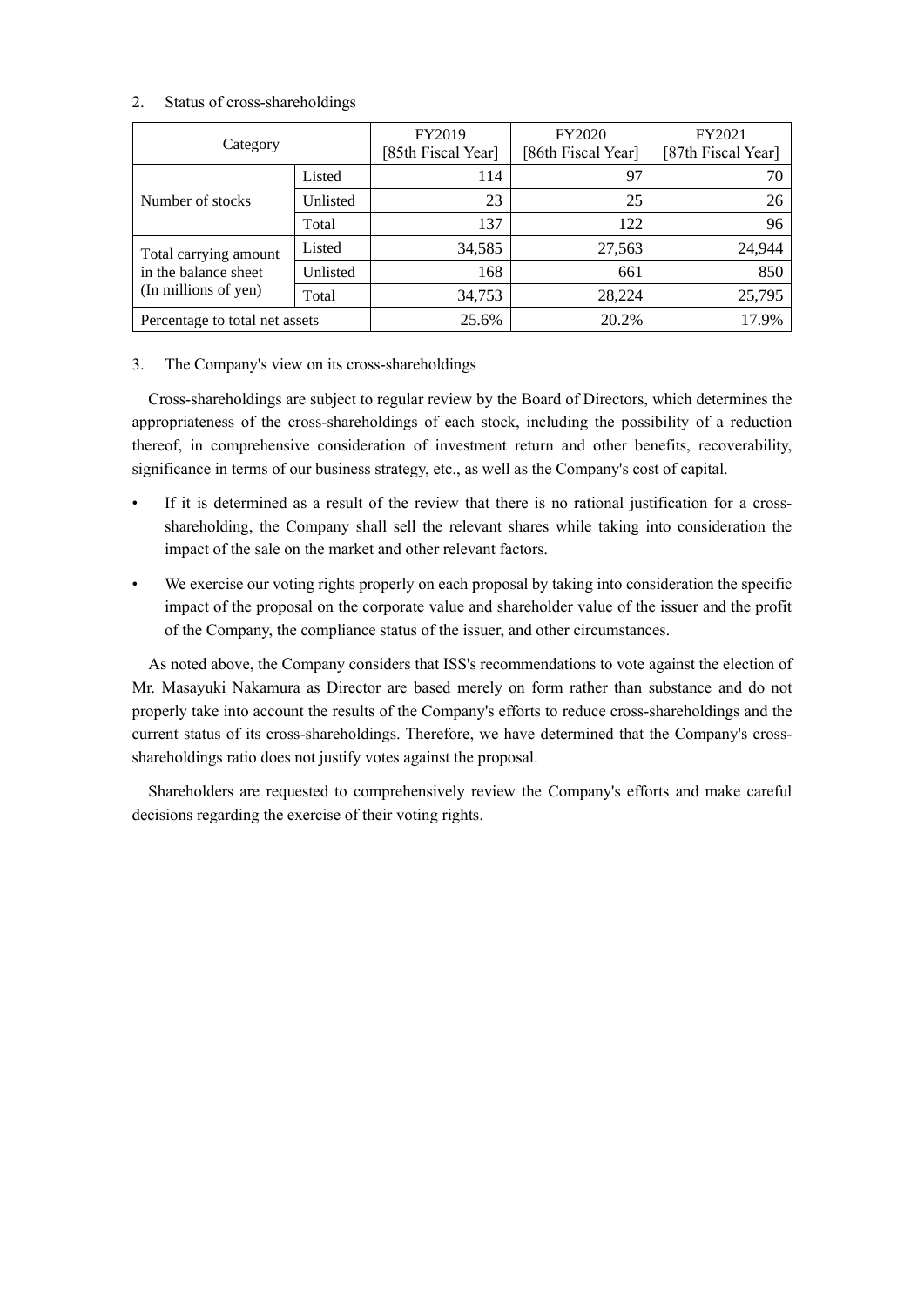2. Status of cross-shareholdings

| Category | | FY2019 [85th Fiscal Year] | FY2020 [86th Fiscal Year] | FY2021 [87th Fiscal Year] |
|---|---|---|---|---|
| Number of stocks | Listed | 114 | 97 | 70 |
| | Unlisted | 23 | 25 | 26 |
| | Total | 137 | 122 | 96 |
| Total carrying amount in the balance sheet (In millions of yen) | Listed | 34,585 | 27,563 | 24,944 |
| | Unlisted | 168 | 661 | 850 |
| | Total | 34,753 | 28,224 | 25,795 |
| Percentage to total net assets | | 25.6% | 20.2% | 17.9% |

3. The Company's view on its cross-shareholdings

Cross-shareholdings are subject to regular review by the Board of Directors, which determines the appropriateness of the cross-shareholdings of each stock, including the possibility of a reduction thereof, in comprehensive consideration of investment return and other benefits, recoverability, significance in terms of our business strategy, etc., as well as the Company's cost of capital.

- If it is determined as a result of the review that there is no rational justification for a cross-shareholding, the Company shall sell the relevant shares while taking into consideration the impact of the sale on the market and other relevant factors.
- We exercise our voting rights properly on each proposal by taking into consideration the specific impact of the proposal on the corporate value and shareholder value of the issuer and the profit of the Company, the compliance status of the issuer, and other circumstances.

As noted above, the Company considers that ISS's recommendations to vote against the election of Mr. Masayuki Nakamura as Director are based merely on form rather than substance and do not properly take into account the results of the Company's efforts to reduce cross-shareholdings and the current status of its cross-shareholdings. Therefore, we have determined that the Company's cross-shareholdings ratio does not justify votes against the proposal.

Shareholders are requested to comprehensively review the Company's efforts and make careful decisions regarding the exercise of their voting rights.